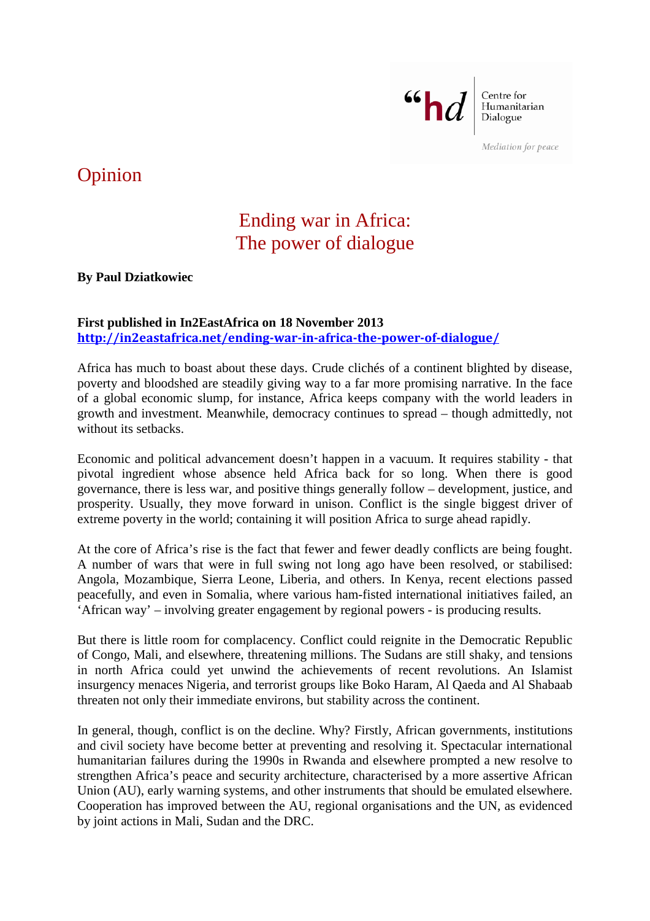“hd Centre for Humanitarian Dialogue

*Mediation for peace*

Opinion

# Ending war in Africa: The power of dialogue

**By Paul Dziatkowiec**

**First published in In2EastAfrica on 18 November 2013**
**http://in2eastafrica.net/ending-war-in-africa-the-power-of-dialogue/**

Africa has much to boast about these days. Crude clichés of a continent blighted by disease, poverty and bloodshed are steadily giving way to a far more promising narrative. In the face of a global economic slump, for instance, Africa keeps company with the world leaders in growth and investment. Meanwhile, democracy continues to spread – though admittedly, not without its setbacks.

Economic and political advancement doesn’t happen in a vacuum. It requires stability - that pivotal ingredient whose absence held Africa back for so long. When there is good governance, there is less war, and positive things generally follow – development, justice, and prosperity. Usually, they move forward in unison. Conflict is the single biggest driver of extreme poverty in the world; containing it will position Africa to surge ahead rapidly.

At the core of Africa’s rise is the fact that fewer and fewer deadly conflicts are being fought. A number of wars that were in full swing not long ago have been resolved, or stabilised: Angola, Mozambique, Sierra Leone, Liberia, and others. In Kenya, recent elections passed peacefully, and even in Somalia, where various ham-fisted international initiatives failed, an ‘African way’ – involving greater engagement by regional powers - is producing results.

But there is little room for complacency. Conflict could reignite in the Democratic Republic of Congo, Mali, and elsewhere, threatening millions. The Sudans are still shaky, and tensions in north Africa could yet unwind the achievements of recent revolutions. An Islamist insurgency menaces Nigeria, and terrorist groups like Boko Haram, Al Qaeda and Al Shabaab threaten not only their immediate environs, but stability across the continent.

In general, though, conflict is on the decline. Why? Firstly, African governments, institutions and civil society have become better at preventing and resolving it. Spectacular international humanitarian failures during the 1990s in Rwanda and elsewhere prompted a new resolve to strengthen Africa’s peace and security architecture, characterised by a more assertive African Union (AU), early warning systems, and other instruments that should be emulated elsewhere. Cooperation has improved between the AU, regional organisations and the UN, as evidenced by joint actions in Mali, Sudan and the DRC.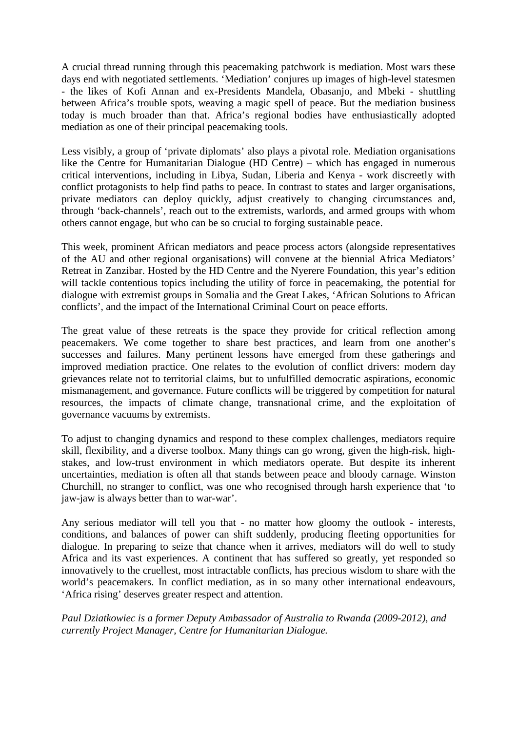A crucial thread running through this peacemaking patchwork is mediation. Most wars these days end with negotiated settlements. 'Mediation' conjures up images of high-level statesmen - the likes of Kofi Annan and ex-Presidents Mandela, Obasanjo, and Mbeki - shuttling between Africa's trouble spots, weaving a magic spell of peace. But the mediation business today is much broader than that. Africa's regional bodies have enthusiastically adopted mediation as one of their principal peacemaking tools.

Less visibly, a group of 'private diplomats' also plays a pivotal role. Mediation organisations like the Centre for Humanitarian Dialogue (HD Centre) – which has engaged in numerous critical interventions, including in Libya, Sudan, Liberia and Kenya - work discreetly with conflict protagonists to help find paths to peace. In contrast to states and larger organisations, private mediators can deploy quickly, adjust creatively to changing circumstances and, through 'back-channels', reach out to the extremists, warlords, and armed groups with whom others cannot engage, but who can be so crucial to forging sustainable peace.

This week, prominent African mediators and peace process actors (alongside representatives of the AU and other regional organisations) will convene at the biennial Africa Mediators' Retreat in Zanzibar. Hosted by the HD Centre and the Nyerere Foundation, this year's edition will tackle contentious topics including the utility of force in peacemaking, the potential for dialogue with extremist groups in Somalia and the Great Lakes, 'African Solutions to African conflicts', and the impact of the International Criminal Court on peace efforts.

The great value of these retreats is the space they provide for critical reflection among peacemakers. We come together to share best practices, and learn from one another's successes and failures. Many pertinent lessons have emerged from these gatherings and improved mediation practice. One relates to the evolution of conflict drivers: modern day grievances relate not to territorial claims, but to unfulfilled democratic aspirations, economic mismanagement, and governance. Future conflicts will be triggered by competition for natural resources, the impacts of climate change, transnational crime, and the exploitation of governance vacuums by extremists.

To adjust to changing dynamics and respond to these complex challenges, mediators require skill, flexibility, and a diverse toolbox. Many things can go wrong, given the high-risk, high-stakes, and low-trust environment in which mediators operate. But despite its inherent uncertainties, mediation is often all that stands between peace and bloody carnage. Winston Churchill, no stranger to conflict, was one who recognised through harsh experience that 'to jaw-jaw is always better than to war-war'.

Any serious mediator will tell you that - no matter how gloomy the outlook - interests, conditions, and balances of power can shift suddenly, producing fleeting opportunities for dialogue. In preparing to seize that chance when it arrives, mediators will do well to study Africa and its vast experiences. A continent that has suffered so greatly, yet responded so innovatively to the cruellest, most intractable conflicts, has precious wisdom to share with the world's peacemakers. In conflict mediation, as in so many other international endeavours, 'Africa rising' deserves greater respect and attention.

*Paul Dziatkowiec is a former Deputy Ambassador of Australia to Rwanda (2009-2012), and currently Project Manager, Centre for Humanitarian Dialogue.*